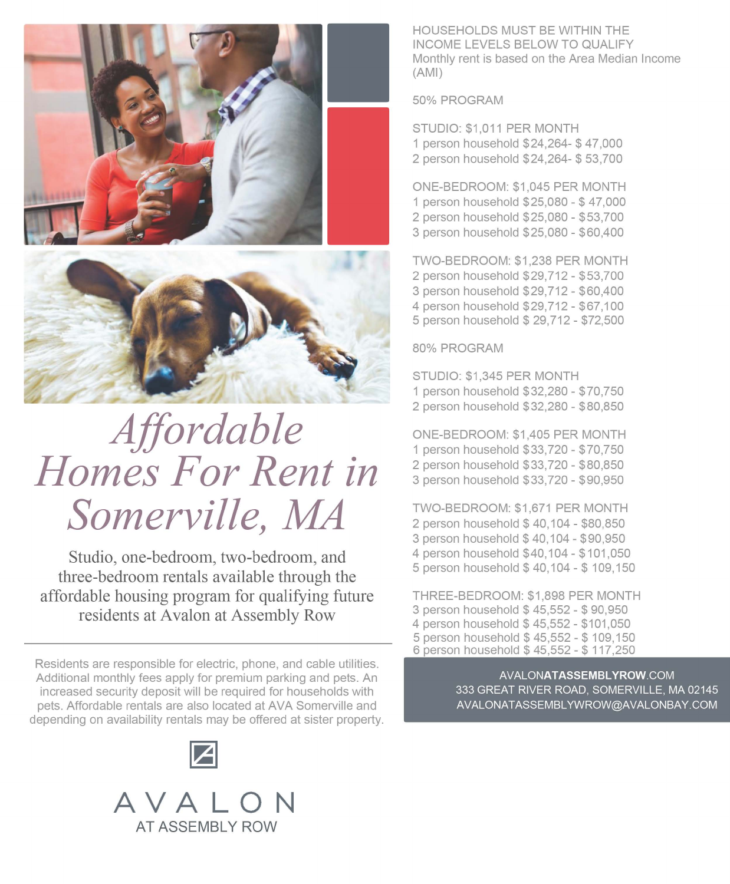# Affordable Homes For Rent in Somerville, MA

Studio, one-bedroom, two-bedroom, and three-bedroom rentals available through the affordable housing program for qualifying future residents at Avalon at Assembly Row

Residents are responsible for electric, phone, and cable utilities. Additional monthly fees apply for premium parking and pets. An increased security deposit will be required for households with pets. Affordable rentals are also located at AVA Somerville and depending on availability rentals may be offered at sister property.

AVALON
AT ASSEMBLY ROW

HOUSEHOLDS MUST BE WITHIN THE INCOME LEVELS BELOW TO QUALIFY
Monthly rent is based on the Area Median Income (AMI)

## 50% PROGRAM

**STUDIO: $1,011 PER MONTH**
1 person household $24,264- $ 47,000
2 person household $24,264- $ 53,700

**ONE-BEDROOM: $1,045 PER MONTH**
1 person household $25,080 - $ 47,000
2 person household $25,080 - $53,700
3 person household $25,080 - $60,400

**TWO-BEDROOM: $1,238 PER MONTH**
2 person household $29,712 - $53,700
3 person household $29,712 - $60,400
4 person household $29,712 - $67,100
5 person household $ 29,712 - $72,500

## 80% PROGRAM

**STUDIO: $1,345 PER MONTH**
1 person household $32,280 - $70,750
2 person household $32,280 - $80,850

**ONE-BEDROOM: $1,405 PER MONTH**
1 person household $33,720 - $70,750
2 person household $33,720 - $80,850
3 person household $33,720 - $90,950

**TWO-BEDROOM: $1,671 PER MONTH**
2 person household $ 40,104 - $80,850
3 person household $ 40,104 - $90,950
4 person household $40,104 - $101,050
5 person household $ 40,104 - $ 109,150

**THREE-BEDROOM: $1,898 PER MONTH**
3 person household $ 45,552 - $ 90,950
4 person household $ 45,552 - $101,050
5 person household $ 45,552 - $ 109,150
6 person household $ 45,552 - $ 117,250

AVALONATASSEMBLYROW.COM
333 GREAT RIVER ROAD, SOMERVILLE, MA 02145
AVALONATASSEMBLYWROW@AVALONBAY.COM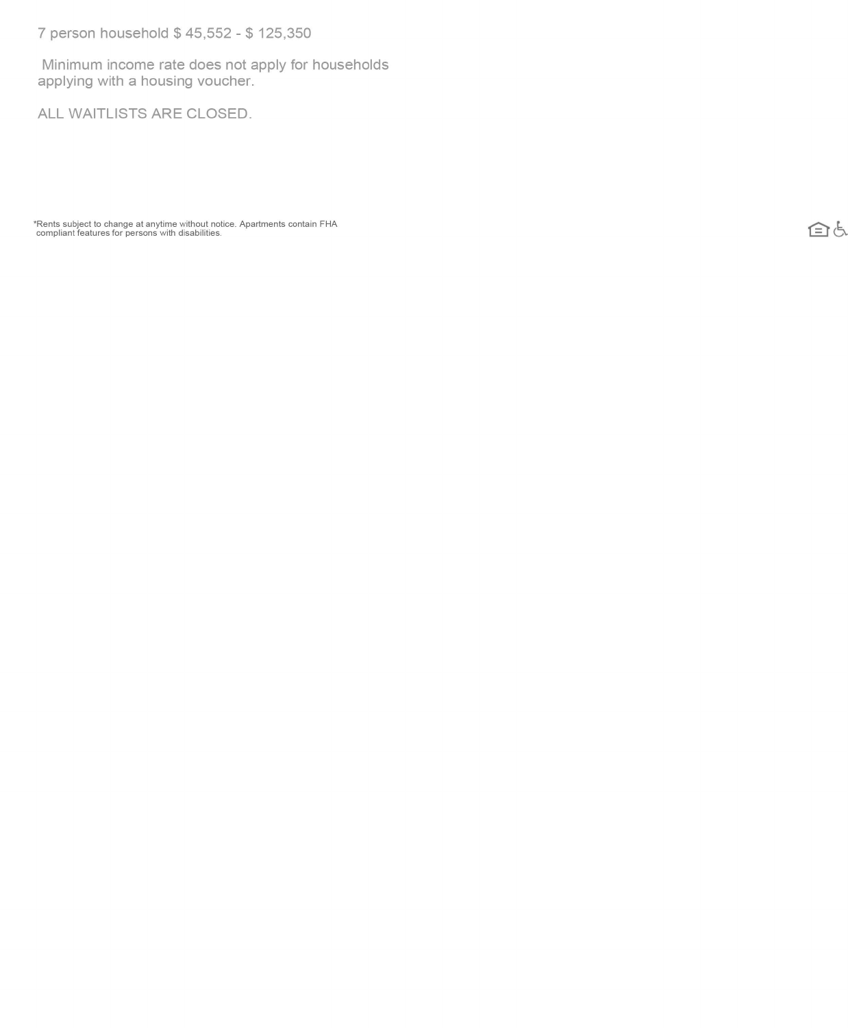7 person household $ 45,552 - $ 125,350

Minimum income rate does not apply for households applying with a housing voucher.

ALL WAITLISTS ARE CLOSED.

*Rents subject to change at anytime without notice. Apartments contain FHA compliant features for persons with disabilities.